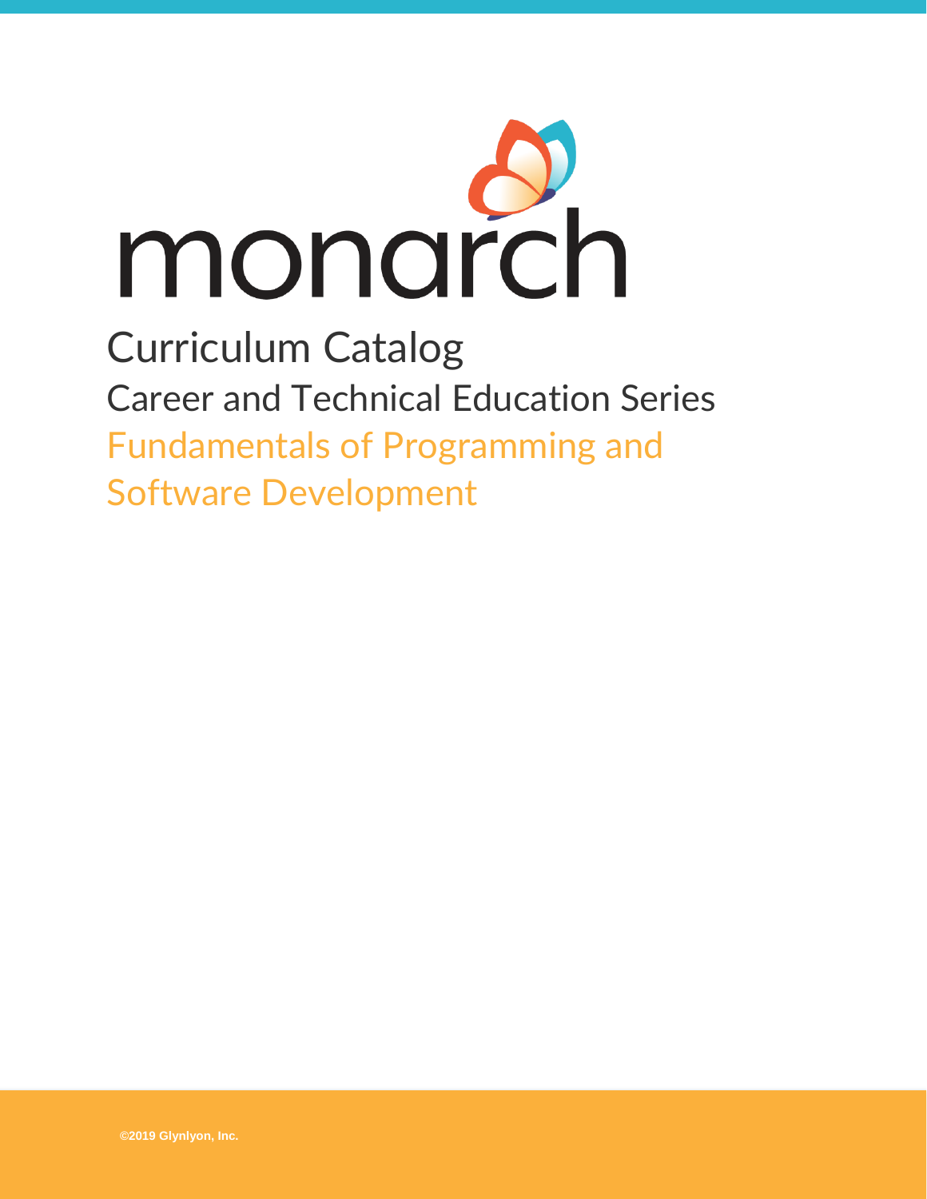# monarch

## Curriculum Catalog

### Career and Technical Education Series

### Fundamentals of Programming and Software Development

©2019 Glynlyon, Inc.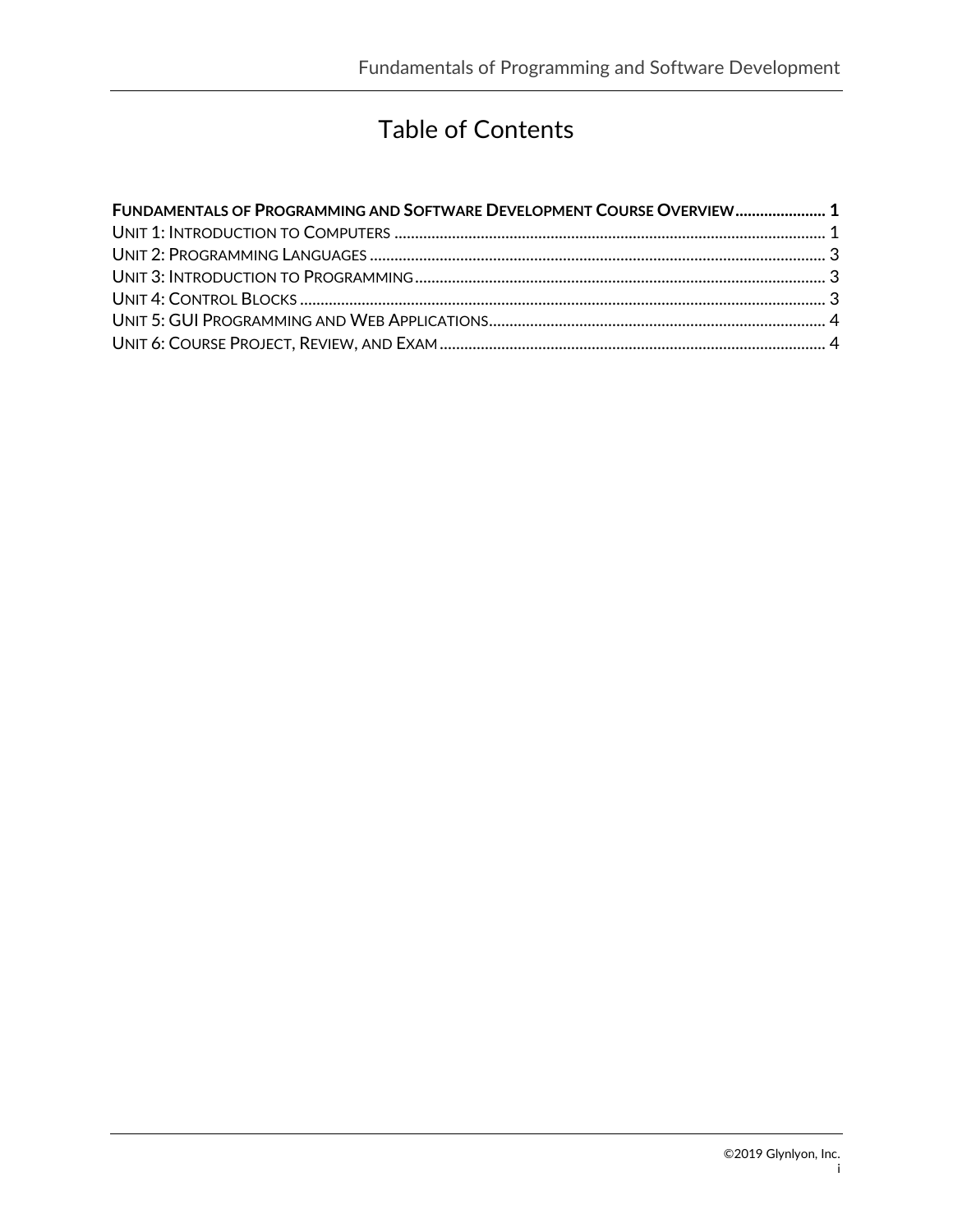# Table of Contents

**FUNDAMENTALS OF PROGRAMMING AND SOFTWARE DEVELOPMENT COURSE OVERVIEW...................... 1**

UNIT 1: INTRODUCTION TO COMPUTERS ........................................................................................ 1

UNIT 2: PROGRAMMING LANGUAGES .............................................................................................. 3

UNIT 3: INTRODUCTION TO PROGRAMMING ................................................................................... 3

UNIT 4: CONTROL BLOCKS .............................................................................................................. 3

UNIT 5: GUI PROGRAMMING AND WEB APPLICATIONS ................................................................. 4

UNIT 6: COURSE PROJECT, REVIEW, AND EXAM ............................................................................. 4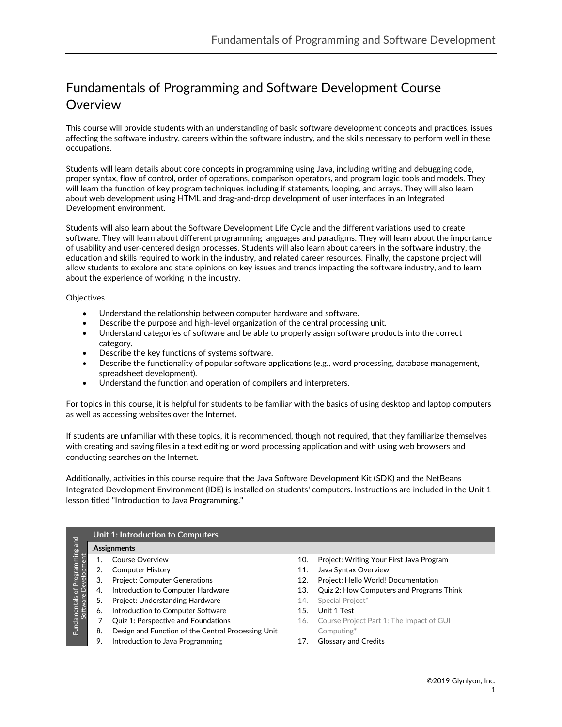# Fundamentals of Programming and Software Development Course Overview

This course will provide students with an understanding of basic software development concepts and practices, issues affecting the software industry, careers within the software industry, and the skills necessary to perform well in these occupations.

Students will learn details about core concepts in programming using Java, including writing and debugging code, proper syntax, flow of control, order of operations, comparison operators, and program logic tools and models. They will learn the function of key program techniques including if statements, looping, and arrays. They will also learn about web development using HTML and drag-and-drop development of user interfaces in an Integrated Development environment.

Students will also learn about the Software Development Life Cycle and the different variations used to create software. They will learn about different programming languages and paradigms. They will learn about the importance of usability and user-centered design processes. Students will also learn about careers in the software industry, the education and skills required to work in the industry, and related career resources. Finally, the capstone project will allow students to explore and state opinions on key issues and trends impacting the software industry, and to learn about the experience of working in the industry.

Objectives

- Understand the relationship between computer hardware and software.
- Describe the purpose and high-level organization of the central processing unit.
- Understand categories of software and be able to properly assign software products into the correct category.
- Describe the key functions of systems software.
- Describe the functionality of popular software applications (e.g., word processing, database management, spreadsheet development).
- Understand the function and operation of compilers and interpreters.

For topics in this course, it is helpful for students to be familiar with the basics of using desktop and laptop computers as well as accessing websites over the Internet.

If students are unfamiliar with these topics, it is recommended, though not required, that they familiarize themselves with creating and saving files in a text editing or word processing application and with using web browsers and conducting searches on the Internet.

Additionally, activities in this course require that the Java Software Development Kit (SDK) and the NetBeans Integrated Development Environment (IDE) is installed on students' computers. Instructions are included in the Unit 1 lesson titled "Introduction to Java Programming."

**Fundamentals of Programming and Software Development**

**Unit 1: Introduction to Computers**

**Assignments**

1. Course Overview
2. Computer History
3. Project: Computer Generations
4. Introduction to Computer Hardware
5. Project: Understanding Hardware
6. Introduction to Computer Software
7. Quiz 1: Perspective and Foundations
8. Design and Function of the Central Processing Unit
9. Introduction to Java Programming
10. Project: Writing Your First Java Program
11. Java Syntax Overview
12. Project: Hello World! Documentation
13. Quiz 2: How Computers and Programs Think
14. Special Project*
15. Unit 1 Test
16. Course Project Part 1: The Impact of GUI Computing*
17. Glossary and Credits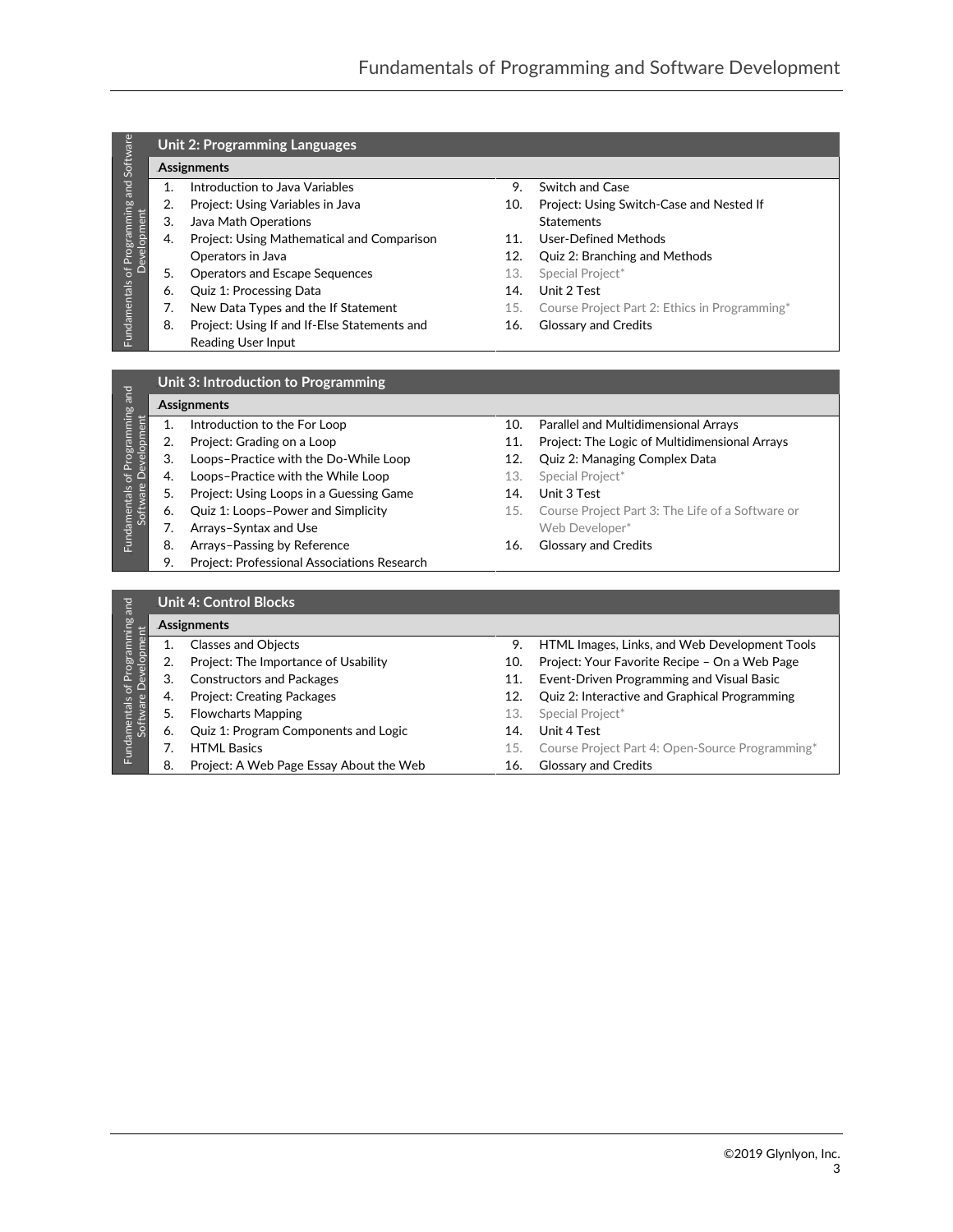## Unit 2: Programming Languages

**Assignments**

1. Introduction to Java Variables
2. Project: Using Variables in Java
3. Java Math Operations
4. Project: Using Mathematical and Comparison Operators in Java
5. Operators and Escape Sequences
6. Quiz 1: Processing Data
7. New Data Types and the If Statement
8. Project: Using If and If-Else Statements and Reading User Input
9. Switch and Case
10. Project: Using Switch-Case and Nested If Statements
11. User-Defined Methods
12. Quiz 2: Branching and Methods
13. Special Project*
14. Unit 2 Test
15. Course Project Part 2: Ethics in Programming*
16. Glossary and Credits

## Unit 3: Introduction to Programming

**Assignments**

1. Introduction to the For Loop
2. Project: Grading on a Loop
3. Loops–Practice with the Do-While Loop
4. Loops–Practice with the While Loop
5. Project: Using Loops in a Guessing Game
6. Quiz 1: Loops–Power and Simplicity
7. Arrays–Syntax and Use
8. Arrays–Passing by Reference
9. Project: Professional Associations Research
10. Parallel and Multidimensional Arrays
11. Project: The Logic of Multidimensional Arrays
12. Quiz 2: Managing Complex Data
13. Special Project*
14. Unit 3 Test
15. Course Project Part 3: The Life of a Software or Web Developer*
16. Glossary and Credits

## Unit 4: Control Blocks

**Assignments**

1. Classes and Objects
2. Project: The Importance of Usability
3. Constructors and Packages
4. Project: Creating Packages
5. Flowcharts Mapping
6. Quiz 1: Program Components and Logic
7. HTML Basics
8. Project: A Web Page Essay About the Web
9. HTML Images, Links, and Web Development Tools
10. Project: Your Favorite Recipe – On a Web Page
11. Event-Driven Programming and Visual Basic
12. Quiz 2: Interactive and Graphical Programming
13. Special Project*
14. Unit 4 Test
15. Course Project Part 4: Open-Source Programming*
16. Glossary and Credits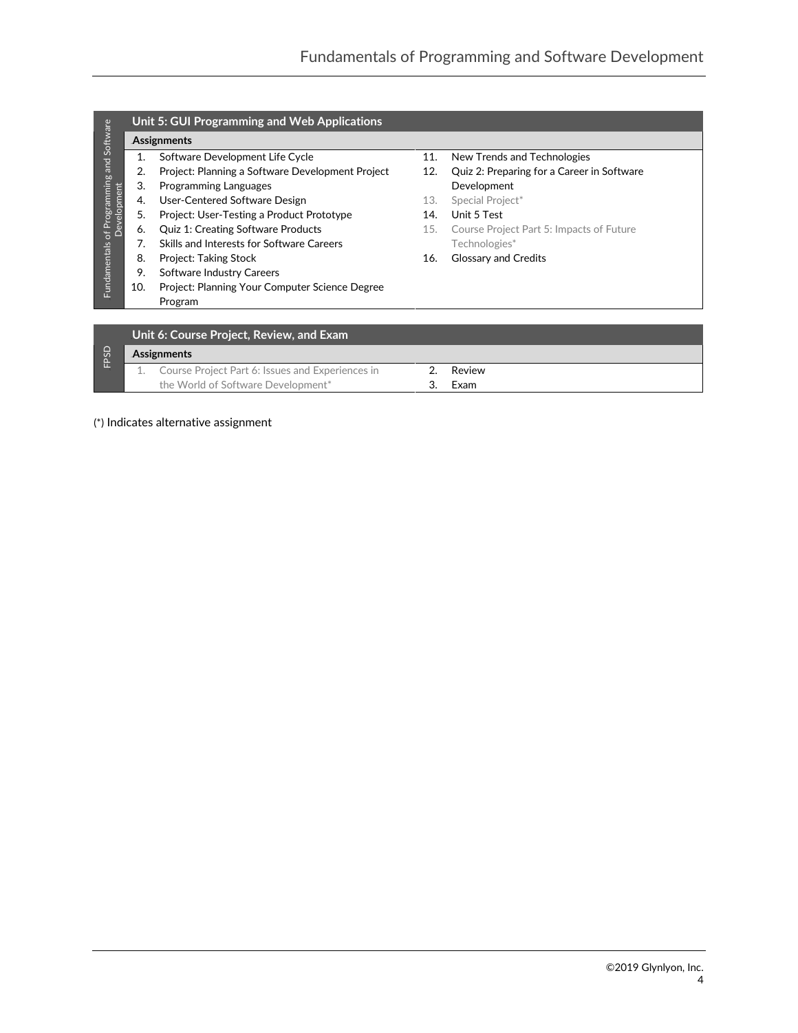## Unit 5: GUI Programming and Web Applications

**Assignments**

1. Software Development Life Cycle
2. Project: Planning a Software Development Project
3. Programming Languages
4. User-Centered Software Design
5. Project: User-Testing a Product Prototype
6. Quiz 1: Creating Software Products
7. Skills and Interests for Software Careers
8. Project: Taking Stock
9. Software Industry Careers
10. Project: Planning Your Computer Science Degree Program
11. New Trends and Technologies
12. Quiz 2: Preparing for a Career in Software Development
13. Special Project*
14. Unit 5 Test
15. Course Project Part 5: Impacts of Future Technologies*
16. Glossary and Credits

## Unit 6: Course Project, Review, and Exam

**Assignments**

1. Course Project Part 6: Issues and Experiences in the World of Software Development*
2. Review
3. Exam

(*) Indicates alternative assignment